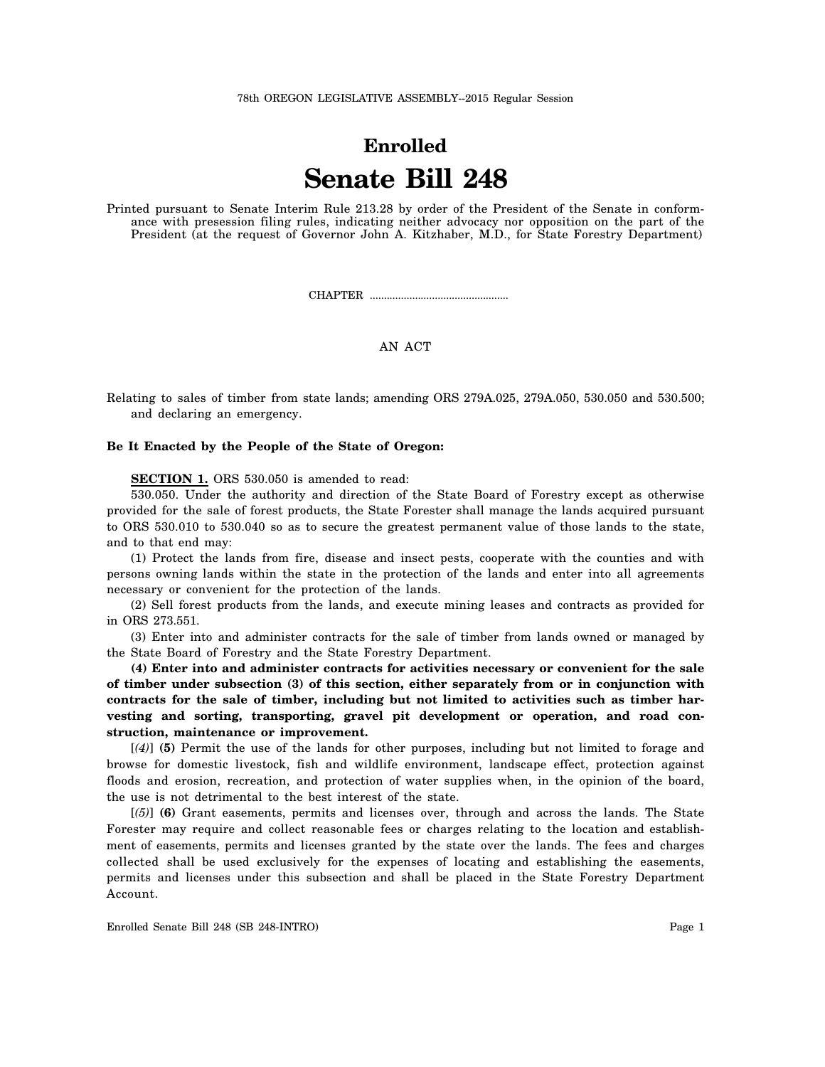78th OREGON LEGISLATIVE ASSEMBLY--2015 Regular Session

# Enrolled

# Senate Bill 248

Printed pursuant to Senate Interim Rule 213.28 by order of the President of the Senate in conformance with presession filing rules, indicating neither advocacy nor opposition on the part of the President (at the request of Governor John A. Kitzhaber, M.D., for State Forestry Department)

CHAPTER .................................................

AN ACT

Relating to sales of timber from state lands; amending ORS 279A.025, 279A.050, 530.050 and 530.500; and declaring an emergency.

**Be It Enacted by the People of the State of Oregon:**

**SECTION 1.** ORS 530.050 is amended to read:

530.050. Under the authority and direction of the State Board of Forestry except as otherwise provided for the sale of forest products, the State Forester shall manage the lands acquired pursuant to ORS 530.010 to 530.040 so as to secure the greatest permanent value of those lands to the state, and to that end may:

(1) Protect the lands from fire, disease and insect pests, cooperate with the counties and with persons owning lands within the state in the protection of the lands and enter into all agreements necessary or convenient for the protection of the lands.

(2) Sell forest products from the lands, and execute mining leases and contracts as provided for in ORS 273.551.

(3) Enter into and administer contracts for the sale of timber from lands owned or managed by the State Board of Forestry and the State Forestry Department.

**(4) Enter into and administer contracts for activities necessary or convenient for the sale of timber under subsection (3) of this section, either separately from or in conjunction with contracts for the sale of timber, including but not limited to activities such as timber harvesting and sorting, transporting, gravel pit development or operation, and road construction, maintenance or improvement.**

[*(4)*] **(5)** Permit the use of the lands for other purposes, including but not limited to forage and browse for domestic livestock, fish and wildlife environment, landscape effect, protection against floods and erosion, recreation, and protection of water supplies when, in the opinion of the board, the use is not detrimental to the best interest of the state.

[*(5)*] **(6)** Grant easements, permits and licenses over, through and across the lands. The State Forester may require and collect reasonable fees or charges relating to the location and establishment of easements, permits and licenses granted by the state over the lands. The fees and charges collected shall be used exclusively for the expenses of locating and establishing the easements, permits and licenses under this subsection and shall be placed in the State Forestry Department Account.

Enrolled Senate Bill 248 (SB 248-INTRO)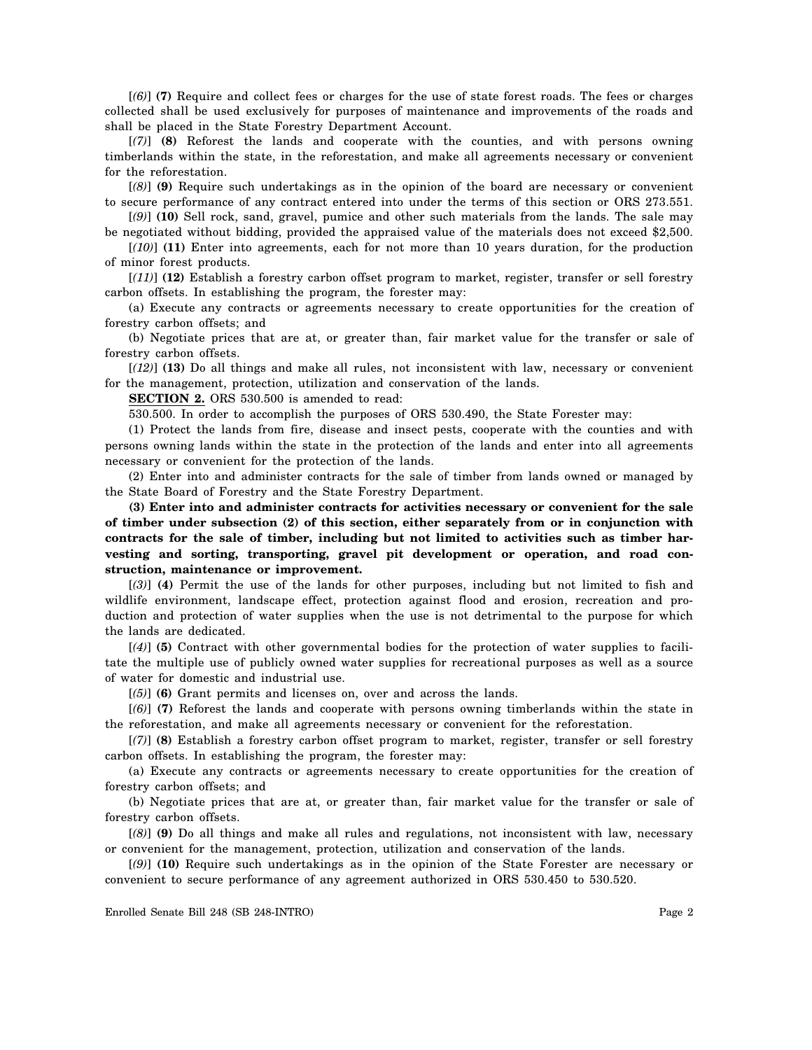[*(6)*] **(7)** Require and collect fees or charges for the use of state forest roads. The fees or charges collected shall be used exclusively for purposes of maintenance and improvements of the roads and shall be placed in the State Forestry Department Account.

[*(7)*] **(8)** Reforest the lands and cooperate with the counties, and with persons owning timberlands within the state, in the reforestation, and make all agreements necessary or convenient for the reforestation.

[*(8)*] **(9)** Require such undertakings as in the opinion of the board are necessary or convenient to secure performance of any contract entered into under the terms of this section or ORS 273.551.

[*(9)*] **(10)** Sell rock, sand, gravel, pumice and other such materials from the lands. The sale may be negotiated without bidding, provided the appraised value of the materials does not exceed $2,500.

[*(10)*] **(11)** Enter into agreements, each for not more than 10 years duration, for the production of minor forest products.

[*(11)*] **(12)** Establish a forestry carbon offset program to market, register, transfer or sell forestry carbon offsets. In establishing the program, the forester may:

(a) Execute any contracts or agreements necessary to create opportunities for the creation of forestry carbon offsets; and

(b) Negotiate prices that are at, or greater than, fair market value for the transfer or sale of forestry carbon offsets.

[*(12)*] **(13)** Do all things and make all rules, not inconsistent with law, necessary or convenient for the management, protection, utilization and conservation of the lands.

**SECTION 2.** ORS 530.500 is amended to read:

530.500. In order to accomplish the purposes of ORS 530.490, the State Forester may:

(1) Protect the lands from fire, disease and insect pests, cooperate with the counties and with persons owning lands within the state in the protection of the lands and enter into all agreements necessary or convenient for the protection of the lands.

(2) Enter into and administer contracts for the sale of timber from lands owned or managed by the State Board of Forestry and the State Forestry Department.

**(3) Enter into and administer contracts for activities necessary or convenient for the sale of timber under subsection (2) of this section, either separately from or in conjunction with contracts for the sale of timber, including but not limited to activities such as timber harvesting and sorting, transporting, gravel pit development or operation, and road construction, maintenance or improvement.**

[*(3)*] **(4)** Permit the use of the lands for other purposes, including but not limited to fish and wildlife environment, landscape effect, protection against flood and erosion, recreation and production and protection of water supplies when the use is not detrimental to the purpose for which the lands are dedicated.

[*(4)*] **(5)** Contract with other governmental bodies for the protection of water supplies to facilitate the multiple use of publicly owned water supplies for recreational purposes as well as a source of water for domestic and industrial use.

[*(5)*] **(6)** Grant permits and licenses on, over and across the lands.

[*(6)*] **(7)** Reforest the lands and cooperate with persons owning timberlands within the state in the reforestation, and make all agreements necessary or convenient for the reforestation.

[*(7)*] **(8)** Establish a forestry carbon offset program to market, register, transfer or sell forestry carbon offsets. In establishing the program, the forester may:

(a) Execute any contracts or agreements necessary to create opportunities for the creation of forestry carbon offsets; and

(b) Negotiate prices that are at, or greater than, fair market value for the transfer or sale of forestry carbon offsets.

[*(8)*] **(9)** Do all things and make all rules and regulations, not inconsistent with law, necessary or convenient for the management, protection, utilization and conservation of the lands.

[*(9)*] **(10)** Require such undertakings as in the opinion of the State Forester are necessary or convenient to secure performance of any agreement authorized in ORS 530.450 to 530.520.

Enrolled Senate Bill 248 (SB 248-INTRO)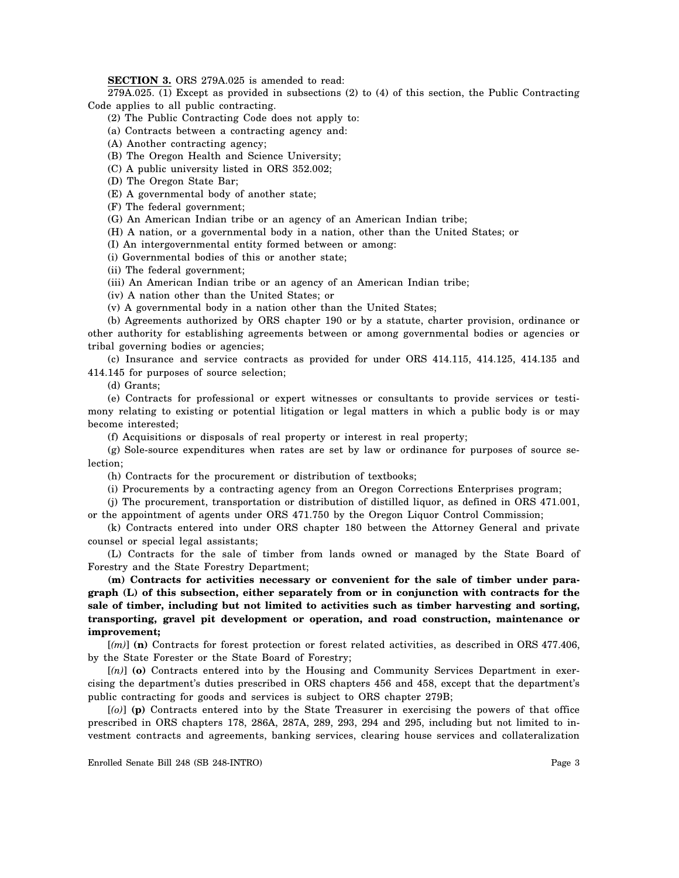**SECTION 3.** ORS 279A.025 is amended to read:

279A.025. (1) Except as provided in subsections (2) to (4) of this section, the Public Contracting Code applies to all public contracting.

(2) The Public Contracting Code does not apply to:

(a) Contracts between a contracting agency and:

(A) Another contracting agency;

(B) The Oregon Health and Science University;

(C) A public university listed in ORS 352.002;

(D) The Oregon State Bar;

(E) A governmental body of another state;

(F) The federal government;

(G) An American Indian tribe or an agency of an American Indian tribe;

(H) A nation, or a governmental body in a nation, other than the United States; or

(I) An intergovernmental entity formed between or among:

(i) Governmental bodies of this or another state;

(ii) The federal government;

(iii) An American Indian tribe or an agency of an American Indian tribe;

(iv) A nation other than the United States; or

(v) A governmental body in a nation other than the United States;

(b) Agreements authorized by ORS chapter 190 or by a statute, charter provision, ordinance or other authority for establishing agreements between or among governmental bodies or agencies or tribal governing bodies or agencies;

(c) Insurance and service contracts as provided for under ORS 414.115, 414.125, 414.135 and 414.145 for purposes of source selection;

(d) Grants;

(e) Contracts for professional or expert witnesses or consultants to provide services or testimony relating to existing or potential litigation or legal matters in which a public body is or may become interested;

(f) Acquisitions or disposals of real property or interest in real property;

(g) Sole-source expenditures when rates are set by law or ordinance for purposes of source selection;

(h) Contracts for the procurement or distribution of textbooks;

(i) Procurements by a contracting agency from an Oregon Corrections Enterprises program;

(j) The procurement, transportation or distribution of distilled liquor, as defined in ORS 471.001, or the appointment of agents under ORS 471.750 by the Oregon Liquor Control Commission;

(k) Contracts entered into under ORS chapter 180 between the Attorney General and private counsel or special legal assistants;

(L) Contracts for the sale of timber from lands owned or managed by the State Board of Forestry and the State Forestry Department;

**(m) Contracts for activities necessary or convenient for the sale of timber under paragraph (L) of this subsection, either separately from or in conjunction with contracts for the sale of timber, including but not limited to activities such as timber harvesting and sorting, transporting, gravel pit development or operation, and road construction, maintenance or improvement;**

[*(m)*] **(n)** Contracts for forest protection or forest related activities, as described in ORS 477.406, by the State Forester or the State Board of Forestry;

[*(n)*] **(o)** Contracts entered into by the Housing and Community Services Department in exercising the department's duties prescribed in ORS chapters 456 and 458, except that the department's public contracting for goods and services is subject to ORS chapter 279B;

[*(o)*] **(p)** Contracts entered into by the State Treasurer in exercising the powers of that office prescribed in ORS chapters 178, 286A, 287A, 289, 293, 294 and 295, including but not limited to investment contracts and agreements, banking services, clearing house services and collateralization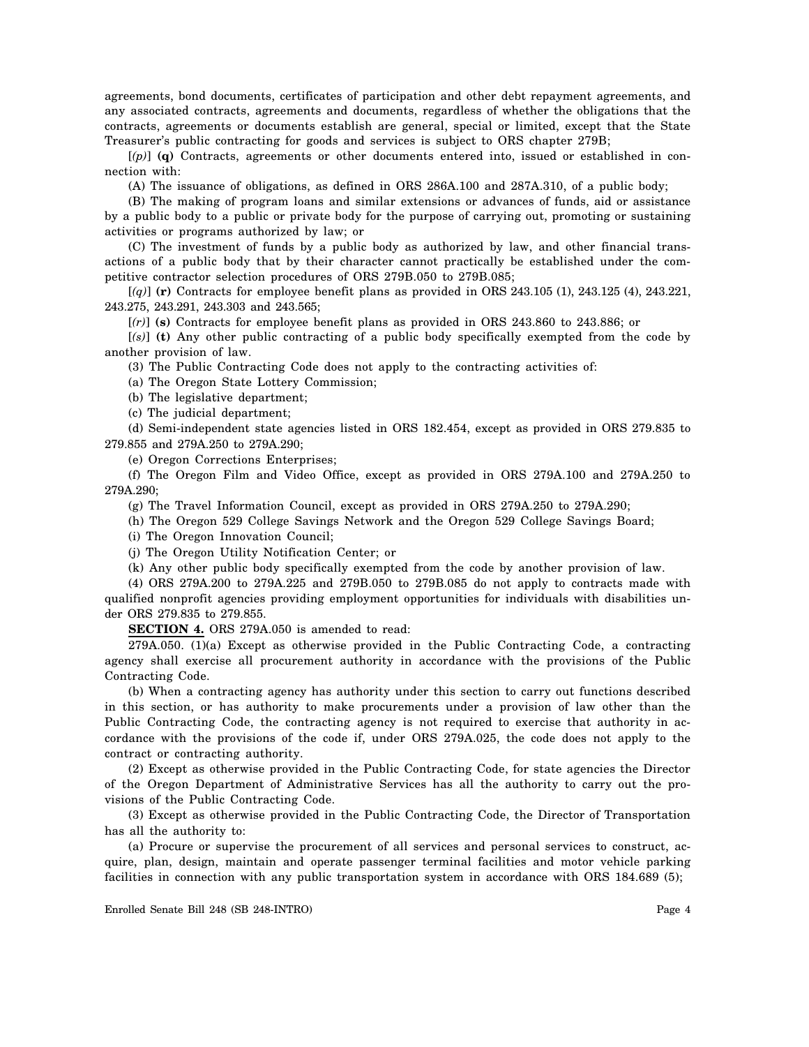agreements, bond documents, certificates of participation and other debt repayment agreements, and any associated contracts, agreements and documents, regardless of whether the obligations that the contracts, agreements or documents establish are general, special or limited, except that the State Treasurer's public contracting for goods and services is subject to ORS chapter 279B;

[*(p)*] **(q)** Contracts, agreements or other documents entered into, issued or established in connection with:

(A) The issuance of obligations, as defined in ORS 286A.100 and 287A.310, of a public body;

(B) The making of program loans and similar extensions or advances of funds, aid or assistance by a public body to a public or private body for the purpose of carrying out, promoting or sustaining activities or programs authorized by law; or

(C) The investment of funds by a public body as authorized by law, and other financial transactions of a public body that by their character cannot practically be established under the competitive contractor selection procedures of ORS 279B.050 to 279B.085;

[*(q)*] **(r)** Contracts for employee benefit plans as provided in ORS 243.105 (1), 243.125 (4), 243.221, 243.275, 243.291, 243.303 and 243.565;

[*(r)*] **(s)** Contracts for employee benefit plans as provided in ORS 243.860 to 243.886; or

[*(s)*] **(t)** Any other public contracting of a public body specifically exempted from the code by another provision of law.

(3) The Public Contracting Code does not apply to the contracting activities of:

(a) The Oregon State Lottery Commission;

(b) The legislative department;

(c) The judicial department;

(d) Semi-independent state agencies listed in ORS 182.454, except as provided in ORS 279.835 to 279.855 and 279A.250 to 279A.290;

(e) Oregon Corrections Enterprises;

(f) The Oregon Film and Video Office, except as provided in ORS 279A.100 and 279A.250 to 279A.290;

(g) The Travel Information Council, except as provided in ORS 279A.250 to 279A.290;

(h) The Oregon 529 College Savings Network and the Oregon 529 College Savings Board;

(i) The Oregon Innovation Council;

(j) The Oregon Utility Notification Center; or

(k) Any other public body specifically exempted from the code by another provision of law.

(4) ORS 279A.200 to 279A.225 and 279B.050 to 279B.085 do not apply to contracts made with qualified nonprofit agencies providing employment opportunities for individuals with disabilities under ORS 279.835 to 279.855.

**SECTION 4.** ORS 279A.050 is amended to read:

279A.050. (1)(a) Except as otherwise provided in the Public Contracting Code, a contracting agency shall exercise all procurement authority in accordance with the provisions of the Public Contracting Code.

(b) When a contracting agency has authority under this section to carry out functions described in this section, or has authority to make procurements under a provision of law other than the Public Contracting Code, the contracting agency is not required to exercise that authority in accordance with the provisions of the code if, under ORS 279A.025, the code does not apply to the contract or contracting authority.

(2) Except as otherwise provided in the Public Contracting Code, for state agencies the Director of the Oregon Department of Administrative Services has all the authority to carry out the provisions of the Public Contracting Code.

(3) Except as otherwise provided in the Public Contracting Code, the Director of Transportation has all the authority to:

(a) Procure or supervise the procurement of all services and personal services to construct, acquire, plan, design, maintain and operate passenger terminal facilities and motor vehicle parking facilities in connection with any public transportation system in accordance with ORS 184.689 (5);

Enrolled Senate Bill 248 (SB 248-INTRO)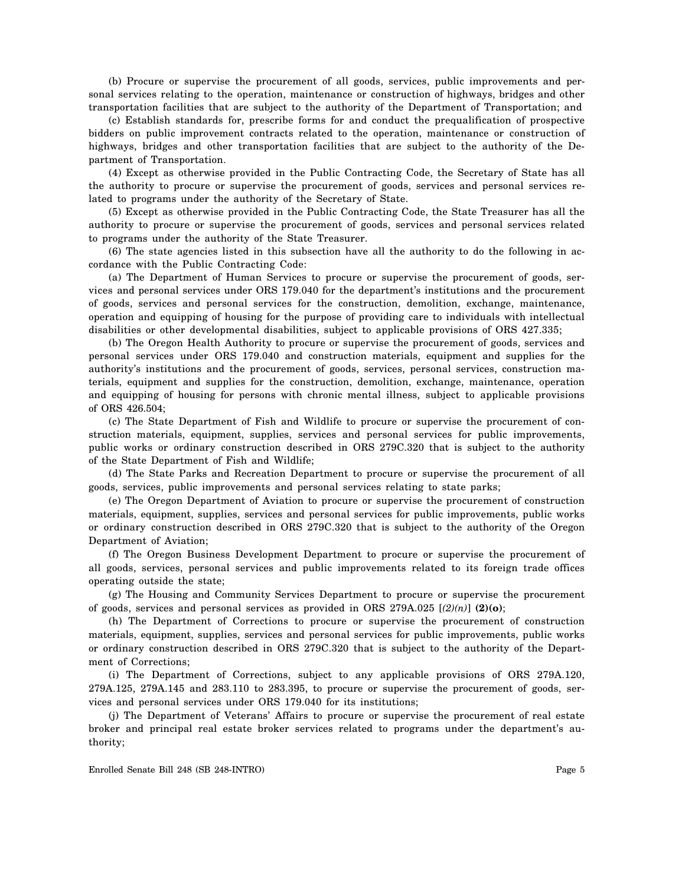(b) Procure or supervise the procurement of all goods, services, public improvements and personal services relating to the operation, maintenance or construction of highways, bridges and other transportation facilities that are subject to the authority of the Department of Transportation; and

(c) Establish standards for, prescribe forms for and conduct the prequalification of prospective bidders on public improvement contracts related to the operation, maintenance or construction of highways, bridges and other transportation facilities that are subject to the authority of the Department of Transportation.

(4) Except as otherwise provided in the Public Contracting Code, the Secretary of State has all the authority to procure or supervise the procurement of goods, services and personal services related to programs under the authority of the Secretary of State.

(5) Except as otherwise provided in the Public Contracting Code, the State Treasurer has all the authority to procure or supervise the procurement of goods, services and personal services related to programs under the authority of the State Treasurer.

(6) The state agencies listed in this subsection have all the authority to do the following in accordance with the Public Contracting Code:

(a) The Department of Human Services to procure or supervise the procurement of goods, services and personal services under ORS 179.040 for the department's institutions and the procurement of goods, services and personal services for the construction, demolition, exchange, maintenance, operation and equipping of housing for the purpose of providing care to individuals with intellectual disabilities or other developmental disabilities, subject to applicable provisions of ORS 427.335;

(b) The Oregon Health Authority to procure or supervise the procurement of goods, services and personal services under ORS 179.040 and construction materials, equipment and supplies for the authority's institutions and the procurement of goods, services, personal services, construction materials, equipment and supplies for the construction, demolition, exchange, maintenance, operation and equipping of housing for persons with chronic mental illness, subject to applicable provisions of ORS 426.504;

(c) The State Department of Fish and Wildlife to procure or supervise the procurement of construction materials, equipment, supplies, services and personal services for public improvements, public works or ordinary construction described in ORS 279C.320 that is subject to the authority of the State Department of Fish and Wildlife;

(d) The State Parks and Recreation Department to procure or supervise the procurement of all goods, services, public improvements and personal services relating to state parks;

(e) The Oregon Department of Aviation to procure or supervise the procurement of construction materials, equipment, supplies, services and personal services for public improvements, public works or ordinary construction described in ORS 279C.320 that is subject to the authority of the Oregon Department of Aviation;

(f) The Oregon Business Development Department to procure or supervise the procurement of all goods, services, personal services and public improvements related to its foreign trade offices operating outside the state;

(g) The Housing and Community Services Department to procure or supervise the procurement of goods, services and personal services as provided in ORS 279A.025 [*(2)(n)*] **(2)(o)**;

(h) The Department of Corrections to procure or supervise the procurement of construction materials, equipment, supplies, services and personal services for public improvements, public works or ordinary construction described in ORS 279C.320 that is subject to the authority of the Department of Corrections;

(i) The Department of Corrections, subject to any applicable provisions of ORS 279A.120, 279A.125, 279A.145 and 283.110 to 283.395, to procure or supervise the procurement of goods, services and personal services under ORS 179.040 for its institutions;

(j) The Department of Veterans' Affairs to procure or supervise the procurement of real estate broker and principal real estate broker services related to programs under the department's authority;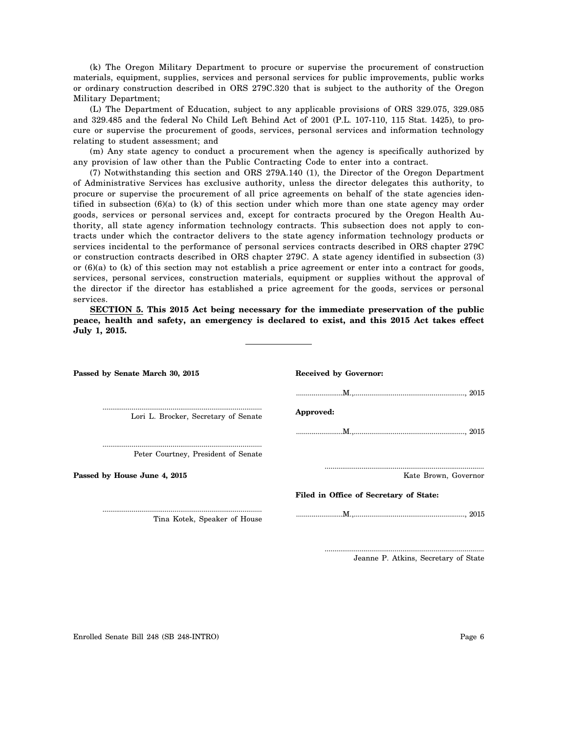(k) The Oregon Military Department to procure or supervise the procurement of construction materials, equipment, supplies, services and personal services for public improvements, public works or ordinary construction described in ORS 279C.320 that is subject to the authority of the Oregon Military Department;

(L) The Department of Education, subject to any applicable provisions of ORS 329.075, 329.085 and 329.485 and the federal No Child Left Behind Act of 2001 (P.L. 107-110, 115 Stat. 1425), to procure or supervise the procurement of goods, services, personal services and information technology relating to student assessment; and

(m) Any state agency to conduct a procurement when the agency is specifically authorized by any provision of law other than the Public Contracting Code to enter into a contract.

(7) Notwithstanding this section and ORS 279A.140 (1), the Director of the Oregon Department of Administrative Services has exclusive authority, unless the director delegates this authority, to procure or supervise the procurement of all price agreements on behalf of the state agencies identified in subsection (6)(a) to (k) of this section under which more than one state agency may order goods, services or personal services and, except for contracts procured by the Oregon Health Authority, all state agency information technology contracts. This subsection does not apply to contracts under which the contractor delivers to the state agency information technology products or services incidental to the performance of personal services contracts described in ORS chapter 279C or construction contracts described in ORS chapter 279C. A state agency identified in subsection (3) or (6)(a) to (k) of this section may not establish a price agreement or enter into a contract for goods, services, personal services, construction materials, equipment or supplies without the approval of the director if the director has established a price agreement for the goods, services or personal services.

**SECTION 5. This 2015 Act being necessary for the immediate preservation of the public peace, health and safety, an emergency is declared to exist, and this 2015 Act takes effect July 1, 2015.**

---

**Passed by Senate March 30, 2015**

..................................................................................
Lori L. Brocker, Secretary of Senate

..................................................................................
Peter Courtney, President of Senate

**Passed by House June 4, 2015**

..................................................................................
Tina Kotek, Speaker of House

**Received by Governor:**

........................M.,........................................................., 2015

**Approved:**

........................M.,........................................................., 2015

..................................................................................
Kate Brown, Governor

**Filed in Office of Secretary of State:**

........................M.,........................................................., 2015

..................................................................................
Jeanne P. Atkins, Secretary of State

Enrolled Senate Bill 248 (SB 248-INTRO)